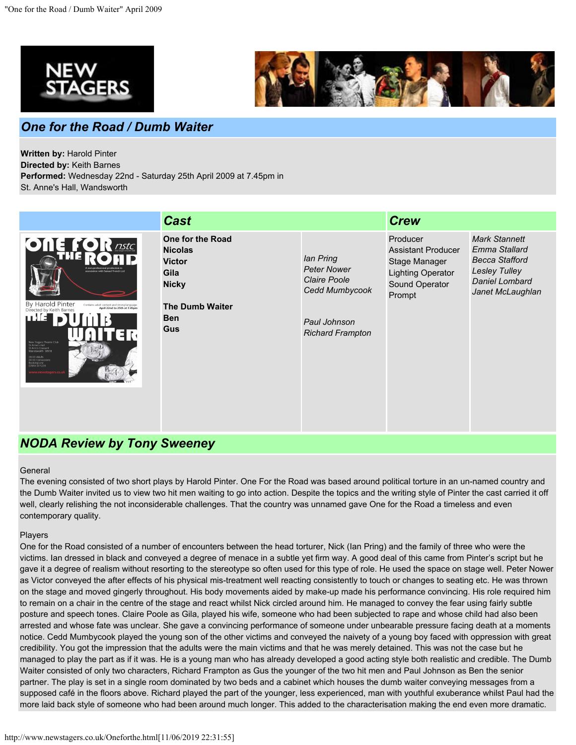## One for the Road / Dumb Waiter

**Written by:** Harold Pinter
**Directed by:** Keith Barnes
**Performed:** Wednesday 22nd - Saturday 25th April 2009 at 7.45pm in St. Anne's Hall, Wandsworth

| Cast | | Crew | |
|---|---|---|---|
| **One for the Road** | | Producer | *Mark Stannett* |
| **Nicolas** | *Ian Pring* | Assistant Producer | *Emma Stallard* |
| **Victor** | *Peter Nower* | Stage Manager | *Becca Stafford* |
| **Gila** | *Claire Poole* | Lighting Operator | *Lesley Tulley* |
| **Nicky** | *Cedd Mumbycook* | Sound Operator | *Daniel Lombard* |
| | | Prompt | *Janet McLaughlan* |
| **The Dumb Waiter** | | | |
| **Ben** | *Paul Johnson* | | |
| **Gus** | *Richard Frampton* | | |

## NODA Review by Tony Sweeney

General

The evening consisted of two short plays by Harold Pinter. One For the Road was based around political torture in an un-named country and the Dumb Waiter invited us to view two hit men waiting to go into action. Despite the topics and the writing style of Pinter the cast carried it off well, clearly relishing the not inconsiderable challenges. That the country was unnamed gave One for the Road a timeless and even contemporary quality.

Players

One for the Road consisted of a number of encounters between the head torturer, Nick (Ian Pring) and the family of three who were the victims. Ian dressed in black and conveyed a degree of menace in a subtle yet firm way. A good deal of this came from Pinter's script but he gave it a degree of realism without resorting to the stereotype so often used for this type of role. He used the space on stage well. Peter Nower as Victor conveyed the after effects of his physical mis-treatment well reacting consistently to touch or changes to seating etc. He was thrown on the stage and moved gingerly throughout. His body movements aided by make-up made his performance convincing. His role required him to remain on a chair in the centre of the stage and react whilst Nick circled around him. He managed to convey the fear using fairly subtle posture and speech tones. Claire Poole as Gila, played his wife, someone who had been subjected to rape and whose child had also been arrested and whose fate was unclear. She gave a convincing performance of someone under unbearable pressure facing death at a moments notice. Cedd Mumbycook played the young son of the other victims and conveyed the naivety of a young boy faced with oppression with great credibility. You got the impression that the adults were the main victims and that he was merely detained. This was not the case but he managed to play the part as if it was. He is a young man who has already developed a good acting style both realistic and credible. The Dumb Waiter consisted of only two characters, Richard Frampton as Gus the younger of the two hit men and Paul Johnson as Ben the senior partner. The play is set in a single room dominated by two beds and a cabinet which houses the dumb waiter conveying messages from a supposed café in the floors above. Richard played the part of the younger, less experienced, man with youthful exuberance whilst Paul had the more laid back style of someone who had been around much longer. This added to the characterisation making the end even more dramatic.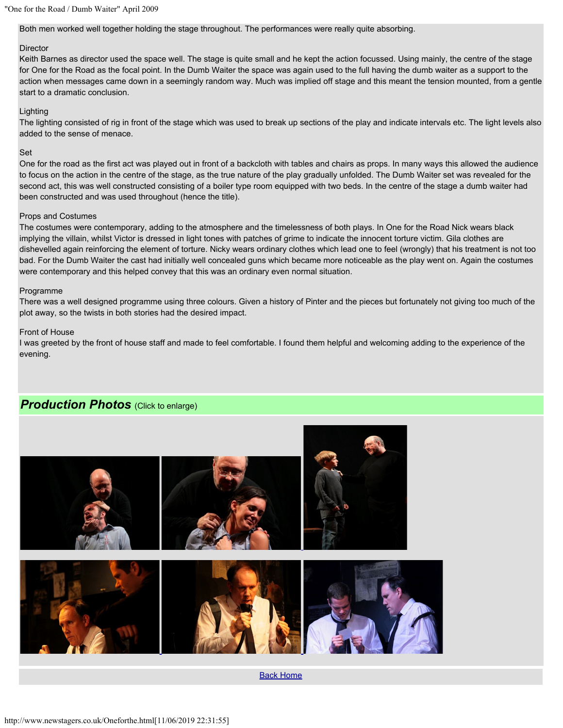Both men worked well together holding the stage throughout. The performances were really quite absorbing.

Director
Keith Barnes as director used the space well. The stage is quite small and he kept the action focussed. Using mainly, the centre of the stage for One for the Road as the focal point. In the Dumb Waiter the space was again used to the full having the dumb waiter as a support to the action when messages came down in a seemingly random way. Much was implied off stage and this meant the tension mounted, from a gentle start to a dramatic conclusion.

Lighting
The lighting consisted of rig in front of the stage which was used to break up sections of the play and indicate intervals etc. The light levels also added to the sense of menace.

Set
One for the road as the first act was played out in front of a backcloth with tables and chairs as props. In many ways this allowed the audience to focus on the action in the centre of the stage, as the true nature of the play gradually unfolded. The Dumb Waiter set was revealed for the second act, this was well constructed consisting of a boiler type room equipped with two beds. In the centre of the stage a dumb waiter had been constructed and was used throughout (hence the title).

Props and Costumes
The costumes were contemporary, adding to the atmosphere and the timelessness of both plays. In One for the Road Nick wears black implying the villain, whilst Victor is dressed in light tones with patches of grime to indicate the innocent torture victim. Gila clothes are dishevelled again reinforcing the element of torture. Nicky wears ordinary clothes which lead one to feel (wrongly) that his treatment is not too bad. For the Dumb Waiter the cast had initially well concealed guns which became more noticeable as the play went on. Again the costumes were contemporary and this helped convey that this was an ordinary even normal situation.

Programme
There was a well designed programme using three colours. Given a history of Pinter and the pieces but fortunately not giving too much of the plot away, so the twists in both stories had the desired impact.

Front of House
I was greeted by the front of house staff and made to feel comfortable. I found them helpful and welcoming adding to the experience of the evening.

## *Production Photos* (Click to enlarge)

Back Home